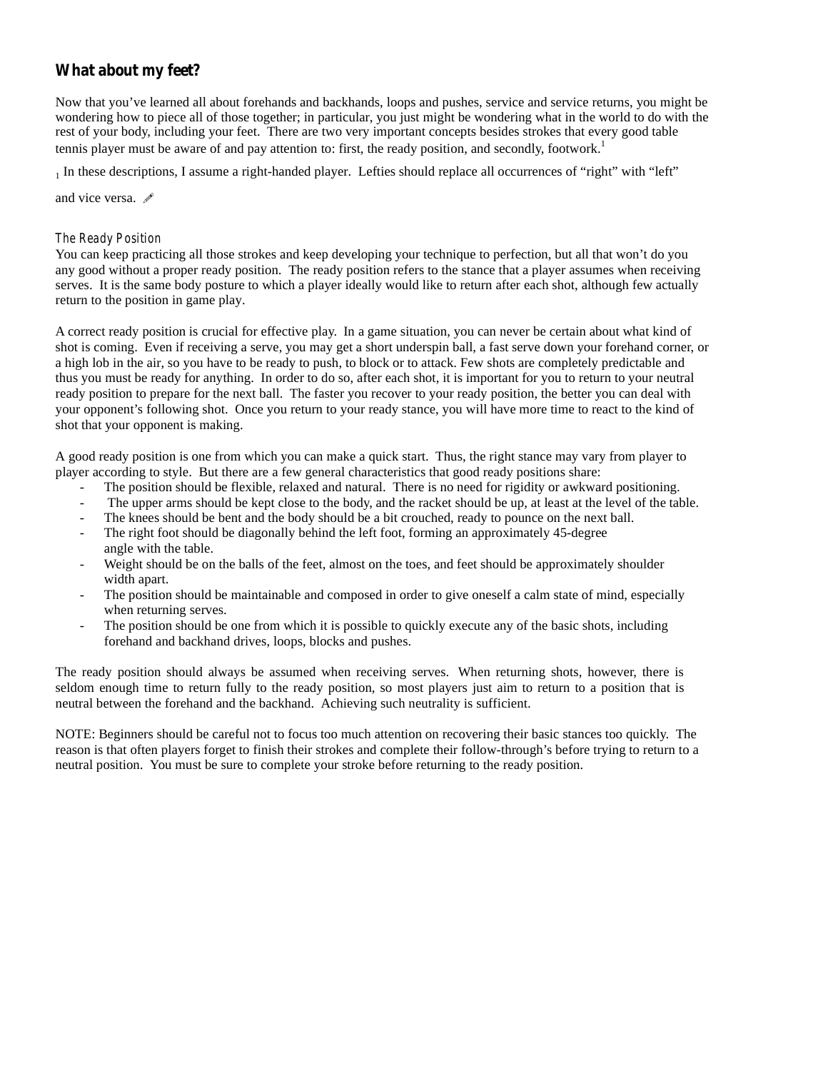## What about my feet?

Now that you've learned all about forehands and backhands, loops and pushes, service and service returns, you might be wondering how to piece all of those together; in particular, you just might be wondering what in the world to do with the rest of your body, including your feet. There are two very important concepts besides strokes that every good table tennis player must be aware of and pay attention to: first, the ready position, and secondly, footwork.[1]

[1] In these descriptions, I assume a right-handed player. Lefties should replace all occurrences of "right" with "left" and vice versa.

### *The Ready Position*

You can keep practicing all those strokes and keep developing your technique to perfection, but all that won't do you any good without a proper ready position. The ready position refers to the stance that a player assumes when receiving serves. It is the same body posture to which a player ideally would like to return after each shot, although few actually return to the position in game play.

A correct ready position is crucial for effective play. In a game situation, you can never be certain about what kind of shot is coming. Even if receiving a serve, you may get a short underspin ball, a fast serve down your forehand corner, or a high lob in the air, so you have to be ready to push, to block or to attack. Few shots are completely predictable and thus you must be ready for anything. In order to do so, after each shot, it is important for you to return to your neutral ready position to prepare for the next ball. The faster you recover to your ready position, the better you can deal with your opponent's following shot. Once you return to your ready stance, you will have more time to react to the kind of shot that your opponent is making.

A good ready position is one from which you can make a quick start. Thus, the right stance may vary from player to player according to style. But there are a few general characteristics that good ready positions share:

- The position should be flexible, relaxed and natural. There is no need for rigidity or awkward positioning.
- The upper arms should be kept close to the body, and the racket should be up, at least at the level of the table.
- The knees should be bent and the body should be a bit crouched, ready to pounce on the next ball.
- The right foot should be diagonally behind the left foot, forming an approximately 45-degree angle with the table.
- Weight should be on the balls of the feet, almost on the toes, and feet should be approximately shoulder width apart.
- The position should be maintainable and composed in order to give oneself a calm state of mind, especially when returning serves.
- The position should be one from which it is possible to quickly execute any of the basic shots, including forehand and backhand drives, loops, blocks and pushes.

The ready position should always be assumed when receiving serves. When returning shots, however, there is seldom enough time to return fully to the ready position, so most players just aim to return to a position that is neutral between the forehand and the backhand. Achieving such neutrality is sufficient.

NOTE: Beginners should be careful not to focus too much attention on recovering their basic stances too quickly. The reason is that often players forget to finish their strokes and complete their follow-through's before trying to return to a neutral position. You must be sure to complete your stroke before returning to the ready position.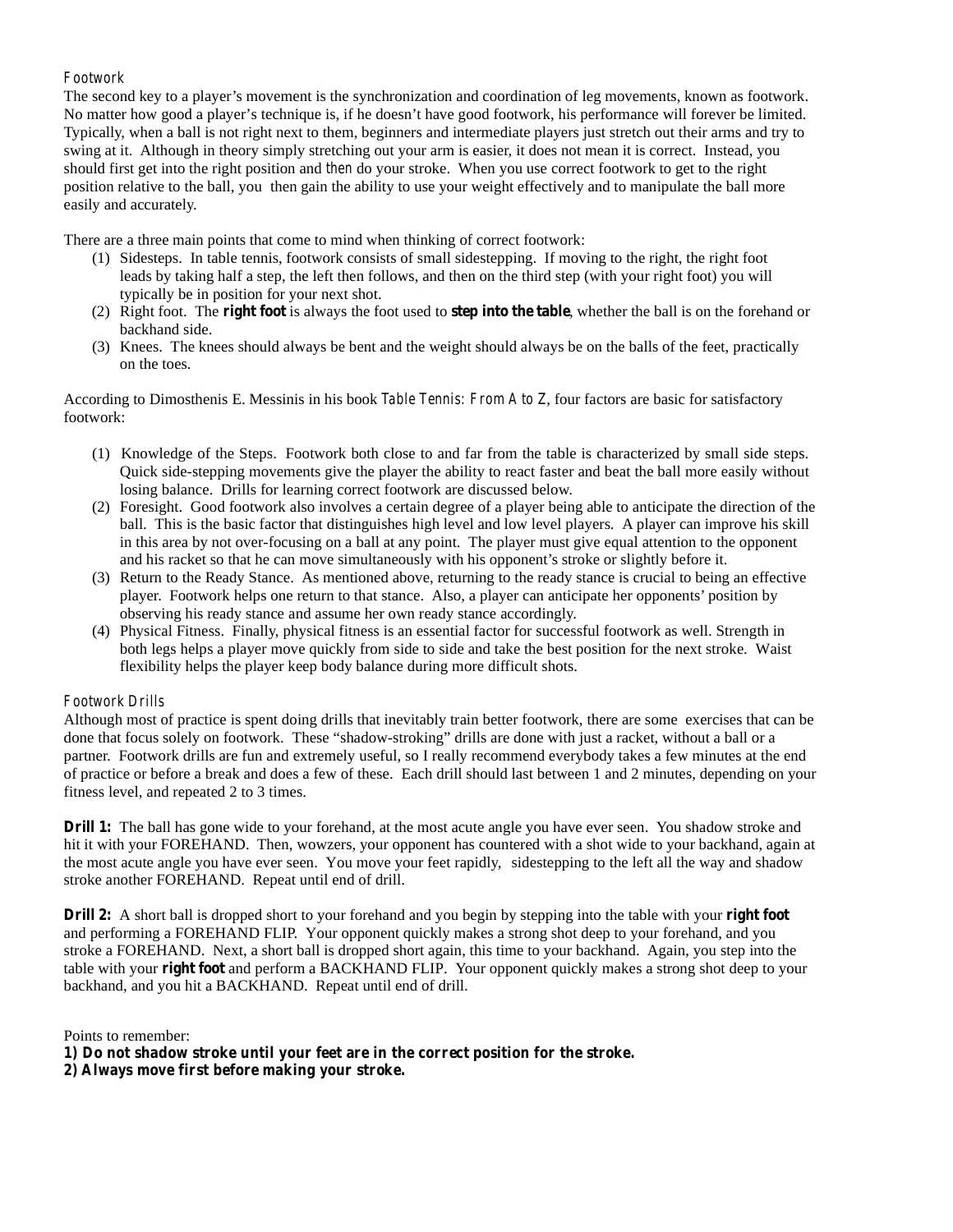## Footwork

The second key to a player's movement is the synchronization and coordination of leg movements, known as footwork. No matter how good a player's technique is, if he doesn't have good footwork, his performance will forever be limited. Typically, when a ball is not right next to them, beginners and intermediate players just stretch out their arms and try to swing at it. Although in theory simply stretching out your arm is easier, it does not mean it is correct. Instead, you should first get into the right position and *then* do your stroke. When you use correct footwork to get to the right position relative to the ball, you then gain the ability to use your weight effectively and to manipulate the ball more easily and accurately.

There are a three main points that come to mind when thinking of correct footwork:

(1) Sidesteps. In table tennis, footwork consists of small sidestepping. If moving to the right, the right foot leads by taking half a step, the left then follows, and then on the third step (with your right foot) you will typically be in position for your next shot.
(2) Right foot. The **right foot** is always the foot used to **step into the table**, whether the ball is on the forehand or backhand side.
(3) Knees. The knees should always be bent and the weight should always be on the balls of the feet, practically on the toes.

According to Dimosthenis E. Messinis in his book *Table Tennis: From A to Z*, four factors are basic for satisfactory footwork:

(1) Knowledge of the Steps. Footwork both close to and far from the table is characterized by small side steps. Quick side-stepping movements give the player the ability to react faster and beat the ball more easily without losing balance. Drills for learning correct footwork are discussed below.
(2) Foresight. Good footwork also involves a certain degree of a player being able to anticipate the direction of the ball. This is the basic factor that distinguishes high level and low level players. A player can improve his skill in this area by not over-focusing on a ball at any point. The player must give equal attention to the opponent and his racket so that he can move simultaneously with his opponent's stroke or slightly before it.
(3) Return to the Ready Stance. As mentioned above, returning to the ready stance is crucial to being an effective player. Footwork helps one return to that stance. Also, a player can anticipate her opponents' position by observing his ready stance and assume her own ready stance accordingly.
(4) Physical Fitness. Finally, physical fitness is an essential factor for successful footwork as well. Strength in both legs helps a player move quickly from side to side and take the best position for the next stroke. Waist flexibility helps the player keep body balance during more difficult shots.

## Footwork Drills

Although most of practice is spent doing drills that inevitably train better footwork, there are some exercises that can be done that focus solely on footwork. These "shadow-stroking" drills are done with just a racket, without a ball or a partner. Footwork drills are fun and extremely useful, so I really recommend everybody takes a few minutes at the end of practice or before a break and does a few of these. Each drill should last between 1 and 2 minutes, depending on your fitness level, and repeated 2 to 3 times.

**Drill 1:** The ball has gone wide to your forehand, at the most acute angle you have ever seen. You shadow stroke and hit it with your FOREHAND. Then, wowzers, your opponent has countered with a shot wide to your backhand, again at the most acute angle you have ever seen. You move your feet rapidly, sidestepping to the left all the way and shadow stroke another FOREHAND. Repeat until end of drill.

**Drill 2:** A short ball is dropped short to your forehand and you begin by stepping into the table with your **right foot** and performing a FOREHAND FLIP. Your opponent quickly makes a strong shot deep to your forehand, and you stroke a FOREHAND. Next, a short ball is dropped short again, this time to your backhand. Again, you step into the table with your **right foot** and perform a BACKHAND FLIP. Your opponent quickly makes a strong shot deep to your backhand, and you hit a BACKHAND. Repeat until end of drill.

Points to remember:
**1) Do not shadow stroke until your feet are in the correct position for the stroke.**
**2) Always move first before making your stroke.**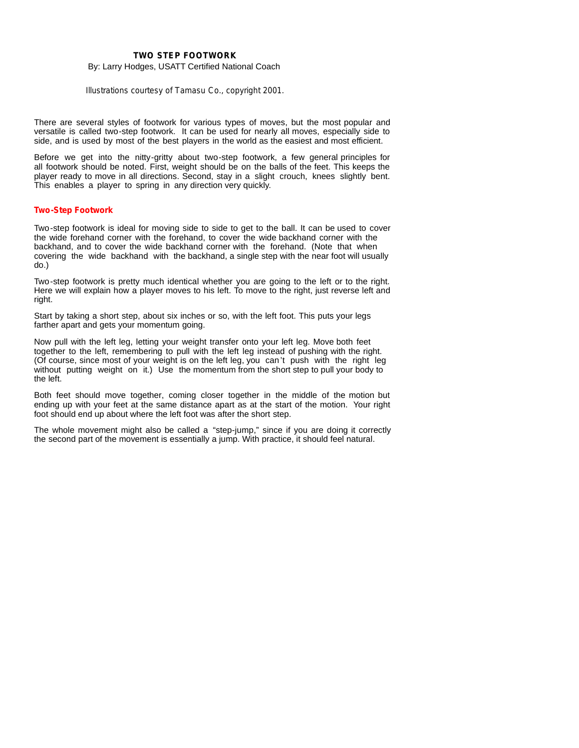# TWO STEP FOOTWORK

By: Larry Hodges, USATT Certified National Coach

*Illustrations courtesy of Tamasu Co., copyright 2001.*

There are several styles of footwork for various types of moves, but the most popular and versatile is called two-step footwork. It can be used for nearly all moves, especially side to side, and is used by most of the best players in the world as the easiest and most efficient.

Before we get into the nitty-gritty about two-step footwork, a few general principles for all footwork should be noted. First, weight should be on the balls of the feet. This keeps the player ready to move in all directions. Second, stay in a slight crouch, knees slightly bent. This enables a player to spring in any direction very quickly.

## Two-Step Footwork

Two-step footwork is ideal for moving side to side to get to the ball. It can be used to cover the wide forehand corner with the forehand, to cover the wide backhand corner with the backhand, and to cover the wide backhand corner with the forehand. (Note that when covering the wide backhand with the backhand, a single step with the near foot will usually do.)

Two-step footwork is pretty much identical whether you are going to the left or to the right. Here we will explain how a player moves to his left. To move to the right, just reverse left and right.

Start by taking a short step, about six inches or so, with the left foot. This puts your legs farther apart and gets your momentum going.

Now pull with the left leg, letting your weight transfer onto your left leg. Move both feet together to the left, remembering to pull with the left leg instead of pushing with the right. (Of course, since most of your weight is on the left leg, you can't push with the right leg without putting weight on it.) Use the momentum from the short step to pull your body to the left.

Both feet should move together, coming closer together in the middle of the motion but ending up with your feet at the same distance apart as at the start of the motion. Your right foot should end up about where the left foot was after the short step.

The whole movement might also be called a "step-jump," since if you are doing it correctly the second part of the movement is essentially a jump. With practice, it should feel natural.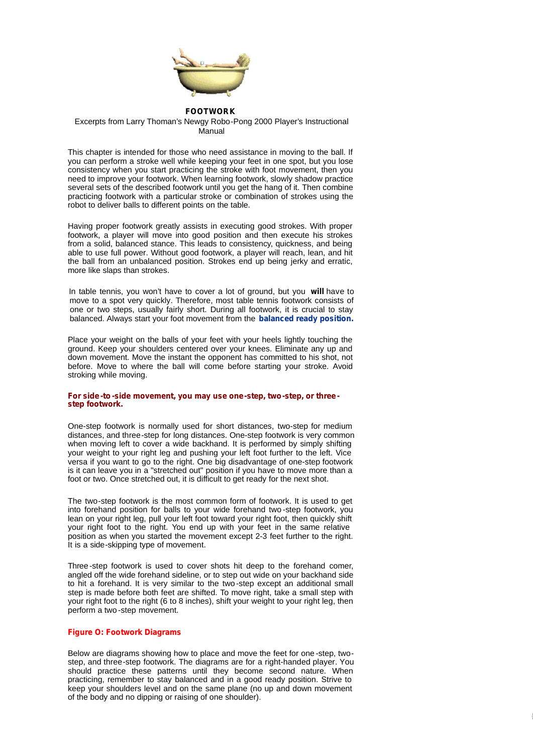**FOOTWORK**

Excerpts from Larry Thoman's Newgy Robo-Pong 2000 Player's Instructional Manual

This chapter is intended for those who need assistance in moving to the ball. If you can perform a stroke well while keeping your feet in one spot, but you lose consistency when you start practicing the stroke with foot movement, then you need to improve your footwork. When learning footwork, slowly shadow practice several sets of the described footwork until you get the hang of it. Then combine practicing footwork with a particular stroke or combination of strokes using the robot to deliver balls to different points on the table.

Having proper footwork greatly assists in executing good strokes. With proper footwork, a player will move into good position and then execute his strokes from a solid, balanced stance. This leads to consistency, quickness, and being able to use full power. Without good footwork, a player will reach, lean, and hit the ball from an unbalanced position. Strokes end up being jerky and erratic, more like slaps than strokes.

In table tennis, you won't have to cover a lot of ground, but you **will** have to move to a spot very quickly. Therefore, most table tennis footwork consists of one or two steps, usually fairly short. During all footwork, it is crucial to stay balanced. Always start your foot movement from the **balanced ready position.**

Place your weight on the balls of your feet with your heels lightly touching the ground. Keep your shoulders centered over your knees. Eliminate any up and down movement. Move the instant the opponent has committed to his shot, not before. Move to where the ball will come before starting your stroke. Avoid stroking while moving.

**For side-to-side movement, you may use one-step, two-step, or three-step footwork.**

One-step footwork is normally used for short distances, two-step for medium distances, and three-step for long distances. One-step footwork is very common when moving left to cover a wide backhand. It is performed by simply shifting your weight to your right leg and pushing your left foot further to the left. Vice versa if you want to go to the right. One big disadvantage of one-step footwork is it can leave you in a "stretched out" position if you have to move more than a foot or two. Once stretched out, it is difficult to get ready for the next shot.

The two-step footwork is the most common form of footwork. It is used to get into forehand position for balls to your wide forehand two-step footwork, you lean on your right leg, pull your left foot toward your right foot, then quickly shift your right foot to the right. You end up with your feet in the same relative position as when you started the movement except 2-3 feet further to the right. It is a side-skipping type of movement.

Three-step footwork is used to cover shots hit deep to the forehand comer, angled off the wide forehand sideline, or to step out wide on your backhand side to hit a forehand. It is very similar to the two-step except an additional small step is made before both feet are shifted. To move right, take a small step with your right foot to the right (6 to 8 inches), shift your weight to your right leg, then perform a two-step movement.

**Figure O: Footwork Diagrams**

Below are diagrams showing how to place and move the feet for one-step, two-step, and three-step footwork. The diagrams are for a right-handed player. You should practice these patterns until they become second nature. When practicing, remember to stay balanced and in a good ready position. Strive to keep your shoulders level and on the same plane (no up and down movement of the body and no dipping or raising of one shoulder).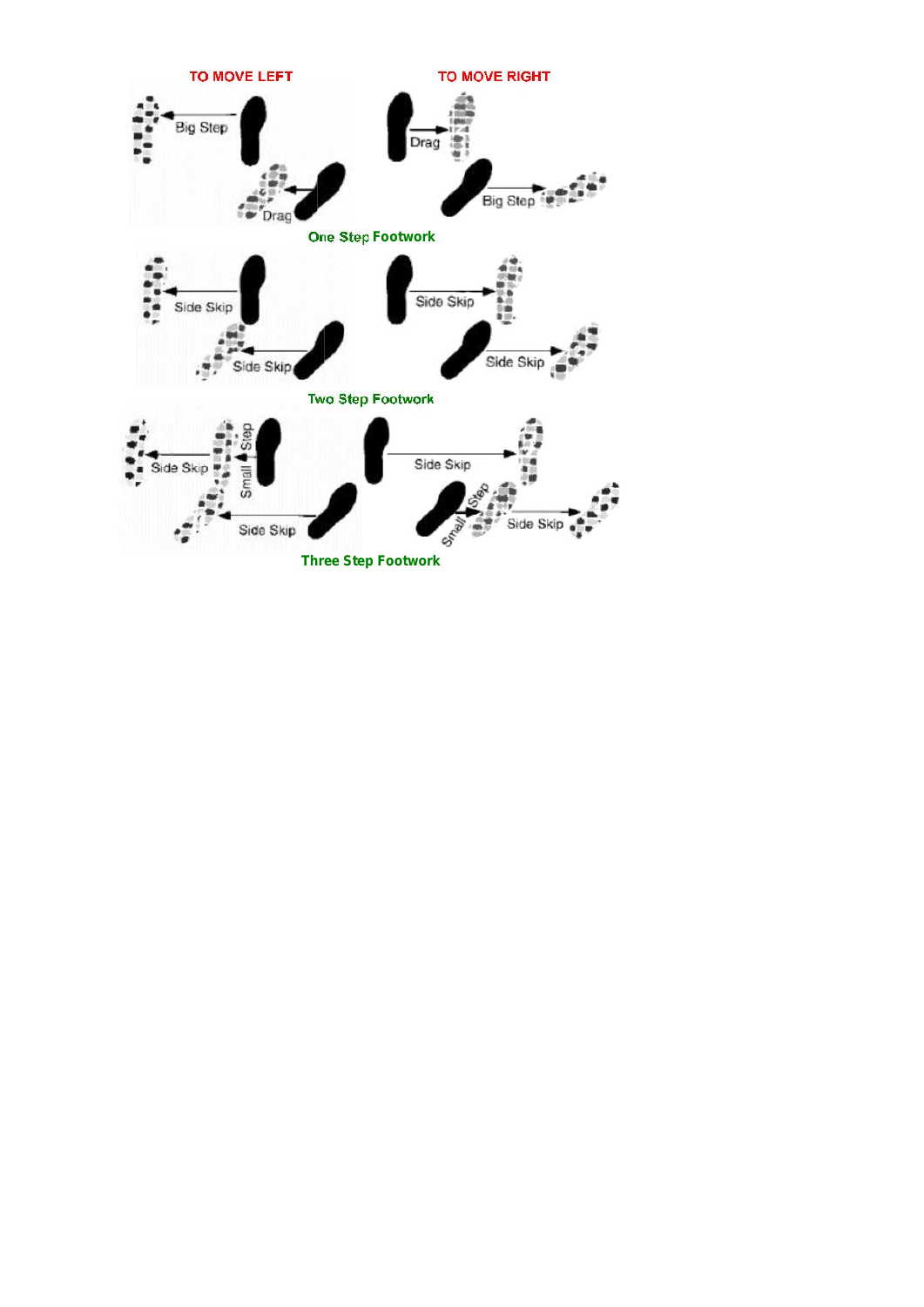TO MOVE LEFT

TO MOVE RIGHT

Big Step

Drag

Drag

Big Step

One Step Footwork

Side Skip

Side Skip

Side Skip

Side Skip

Two Step Footwork

Side Skip

Small Step

Side Skip

Side Skip

Small Step

Side Skip

Three Step Footwork